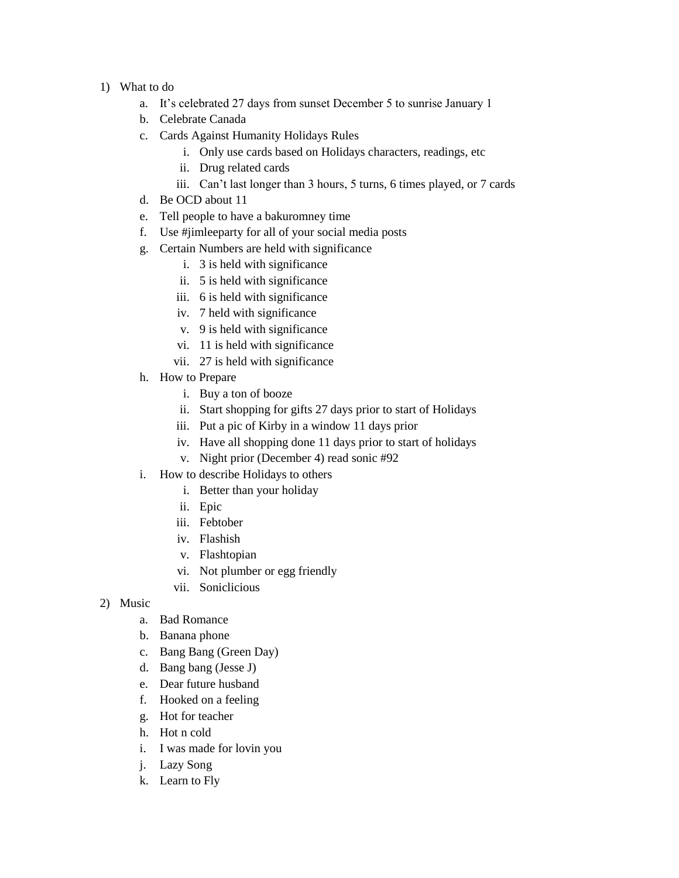1) What to do
    a. It's celebrated 27 days from sunset December 5 to sunrise January 1
    b. Celebrate Canada
    c. Cards Against Humanity Holidays Rules
        i. Only use cards based on Holidays characters, readings, etc
        ii. Drug related cards
        iii. Can't last longer than 3 hours, 5 turns, 6 times played, or 7 cards
    d. Be OCD about 11
    e. Tell people to have a bakuromney time
    f. Use #jimleeparty for all of your social media posts
    g. Certain Numbers are held with significance
        i. 3 is held with significance
        ii. 5 is held with significance
        iii. 6 is held with significance
        iv. 7 held with significance
        v. 9 is held with significance
        vi. 11 is held with significance
        vii. 27 is held with significance
    h. How to Prepare
        i. Buy a ton of booze
        ii. Start shopping for gifts 27 days prior to start of Holidays
        iii. Put a pic of Kirby in a window 11 days prior
        iv. Have all shopping done 11 days prior to start of holidays
        v. Night prior (December 4) read sonic #92
    i. How to describe Holidays to others
        i. Better than your holiday
        ii. Epic
        iii. Febtober
        iv. Flashish
        v. Flashtopian
        vi. Not plumber or egg friendly
        vii. Soniclicious
2) Music
    a. Bad Romance
    b. Banana phone
    c. Bang Bang (Green Day)
    d. Bang bang (Jesse J)
    e. Dear future husband
    f. Hooked on a feeling
    g. Hot for teacher
    h. Hot n cold
    i. I was made for lovin you
    j. Lazy Song
    k. Learn to Fly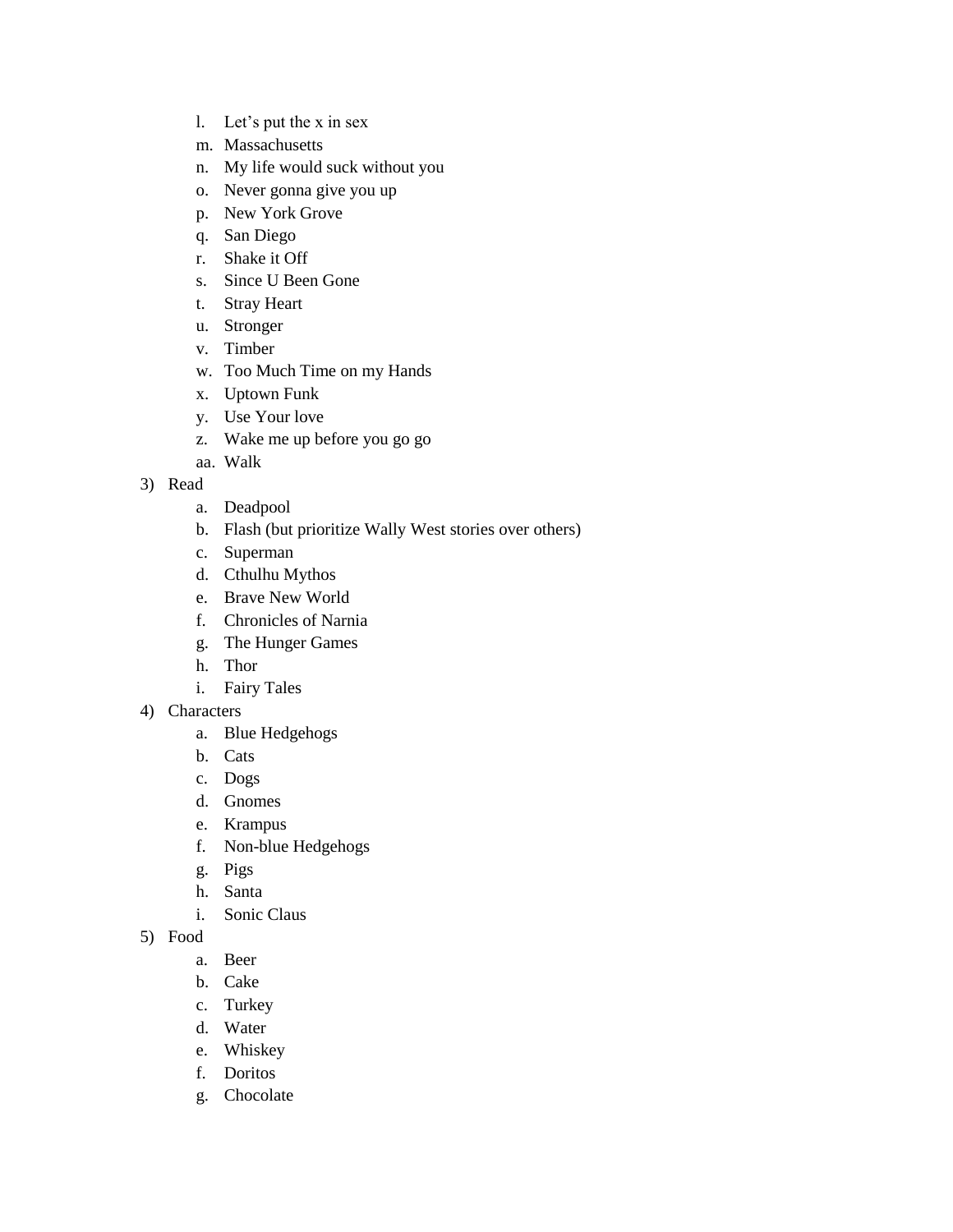l. Let's put the x in sex
   m. Massachusetts
   n. My life would suck without you
   o. Never gonna give you up
   p. New York Grove
   q. San Diego
   r. Shake it Off
   s. Since U Been Gone
   t. Stray Heart
   u. Stronger
   v. Timber
   w. Too Much Time on my Hands
   x. Uptown Funk
   y. Use Your love
   z. Wake me up before you go go
   aa. Walk

3) Read
   a. Deadpool
   b. Flash (but prioritize Wally West stories over others)
   c. Superman
   d. Cthulhu Mythos
   e. Brave New World
   f. Chronicles of Narnia
   g. The Hunger Games
   h. Thor
   i. Fairy Tales

4) Characters
   a. Blue Hedgehogs
   b. Cats
   c. Dogs
   d. Gnomes
   e. Krampus
   f. Non-blue Hedgehogs
   g. Pigs
   h. Santa
   i. Sonic Claus

5) Food
   a. Beer
   b. Cake
   c. Turkey
   d. Water
   e. Whiskey
   f. Doritos
   g. Chocolate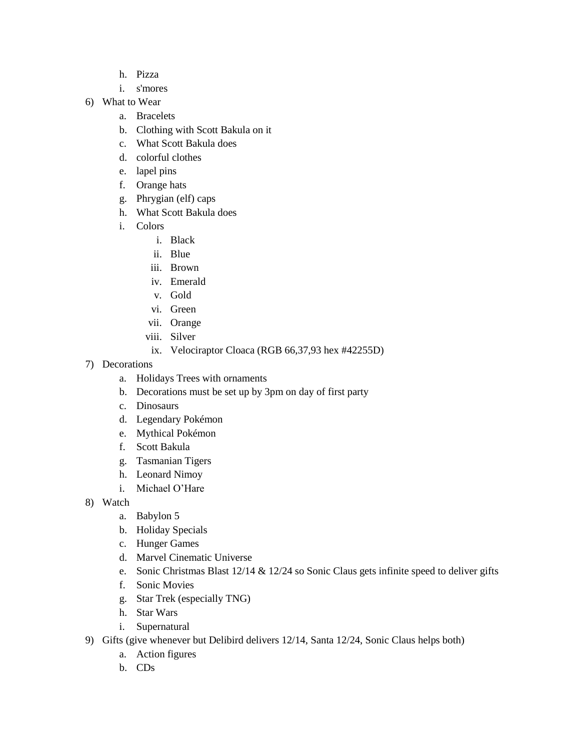h. Pizza
   i. s'mores

6) What to Wear
   a. Bracelets
   b. Clothing with Scott Bakula on it
   c. What Scott Bakula does
   d. colorful clothes
   e. lapel pins
   f. Orange hats
   g. Phrygian (elf) caps
   h. What Scott Bakula does
   i. Colors
      i. Black
      ii. Blue
      iii. Brown
      iv. Emerald
      v. Gold
      vi. Green
      vii. Orange
      viii. Silver
      ix. Velociraptor Cloaca (RGB 66,37,93 hex #42255D)

7) Decorations
   a. Holidays Trees with ornaments
   b. Decorations must be set up by 3pm on day of first party
   c. Dinosaurs
   d. Legendary Pokémon
   e. Mythical Pokémon
   f. Scott Bakula
   g. Tasmanian Tigers
   h. Leonard Nimoy
   i. Michael O'Hare

8) Watch
   a. Babylon 5
   b. Holiday Specials
   c. Hunger Games
   d. Marvel Cinematic Universe
   e. Sonic Christmas Blast 12/14 & 12/24 so Sonic Claus gets infinite speed to deliver gifts
   f. Sonic Movies
   g. Star Trek (especially TNG)
   h. Star Wars
   i. Supernatural

9) Gifts (give whenever but Delibird delivers 12/14, Santa 12/24, Sonic Claus helps both)
   a. Action figures
   b. CDs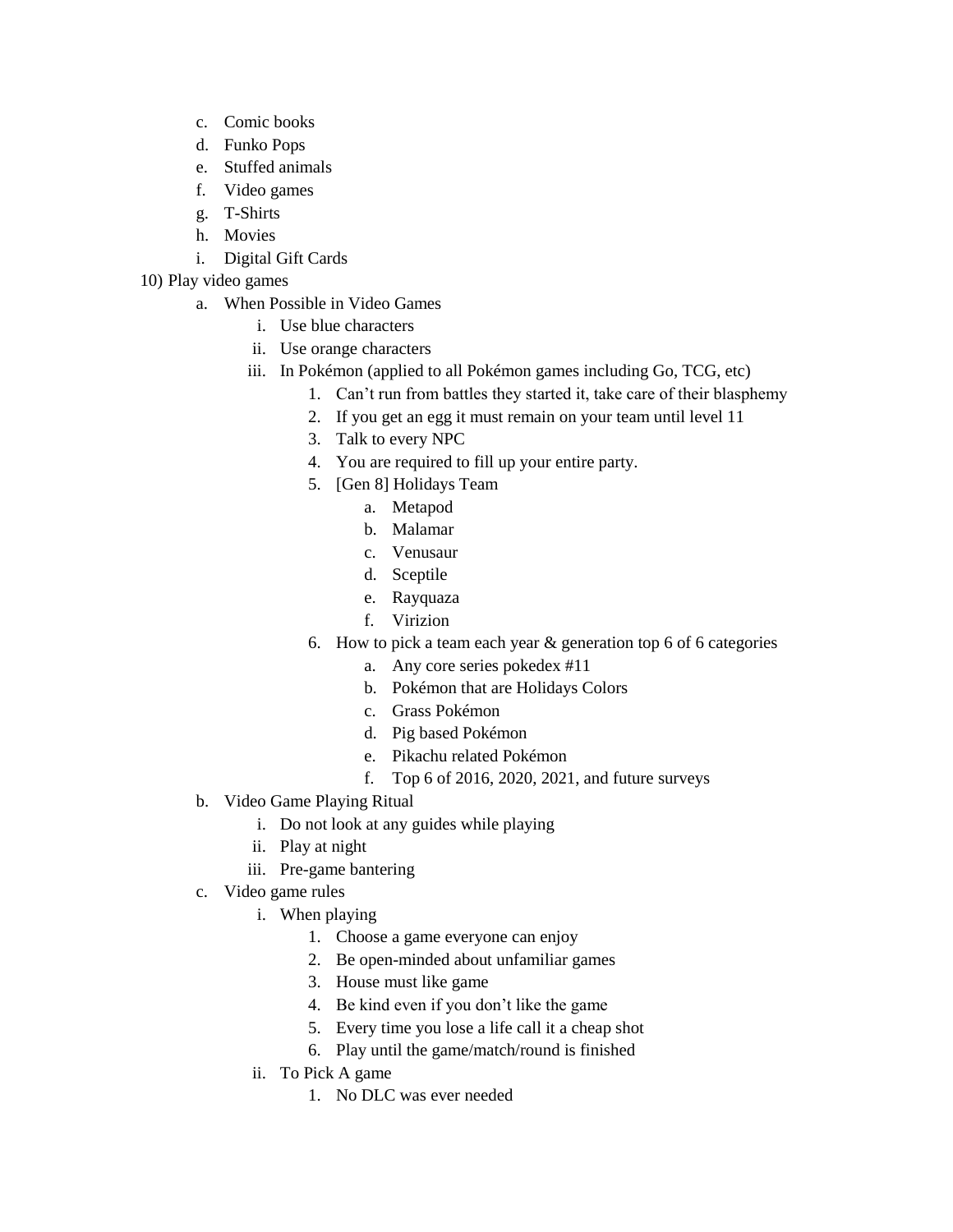c. Comic books
   d. Funko Pops
   e. Stuffed animals
   f. Video games
   g. T-Shirts
   h. Movies
   i. Digital Gift Cards

10) Play video games
   a. When Possible in Video Games
      i. Use blue characters
      ii. Use orange characters
      iii. In Pokémon (applied to all Pokémon games including Go, TCG, etc)
         1. Can't run from battles they started it, take care of their blasphemy
         2. If you get an egg it must remain on your team until level 11
         3. Talk to every NPC
         4. You are required to fill up your entire party.
         5. [Gen 8] Holidays Team
            a. Metapod
            b. Malamar
            c. Venusaur
            d. Sceptile
            e. Rayquaza
            f. Virizion
         6. How to pick a team each year & generation top 6 of 6 categories
            a. Any core series pokedex #11
            b. Pokémon that are Holidays Colors
            c. Grass Pokémon
            d. Pig based Pokémon
            e. Pikachu related Pokémon
            f. Top 6 of 2016, 2020, 2021, and future surveys
   b. Video Game Playing Ritual
      i. Do not look at any guides while playing
      ii. Play at night
      iii. Pre-game bantering
   c. Video game rules
      i. When playing
         1. Choose a game everyone can enjoy
         2. Be open-minded about unfamiliar games
         3. House must like game
         4. Be kind even if you don't like the game
         5. Every time you lose a life call it a cheap shot
         6. Play until the game/match/round is finished
      ii. To Pick A game
         1. No DLC was ever needed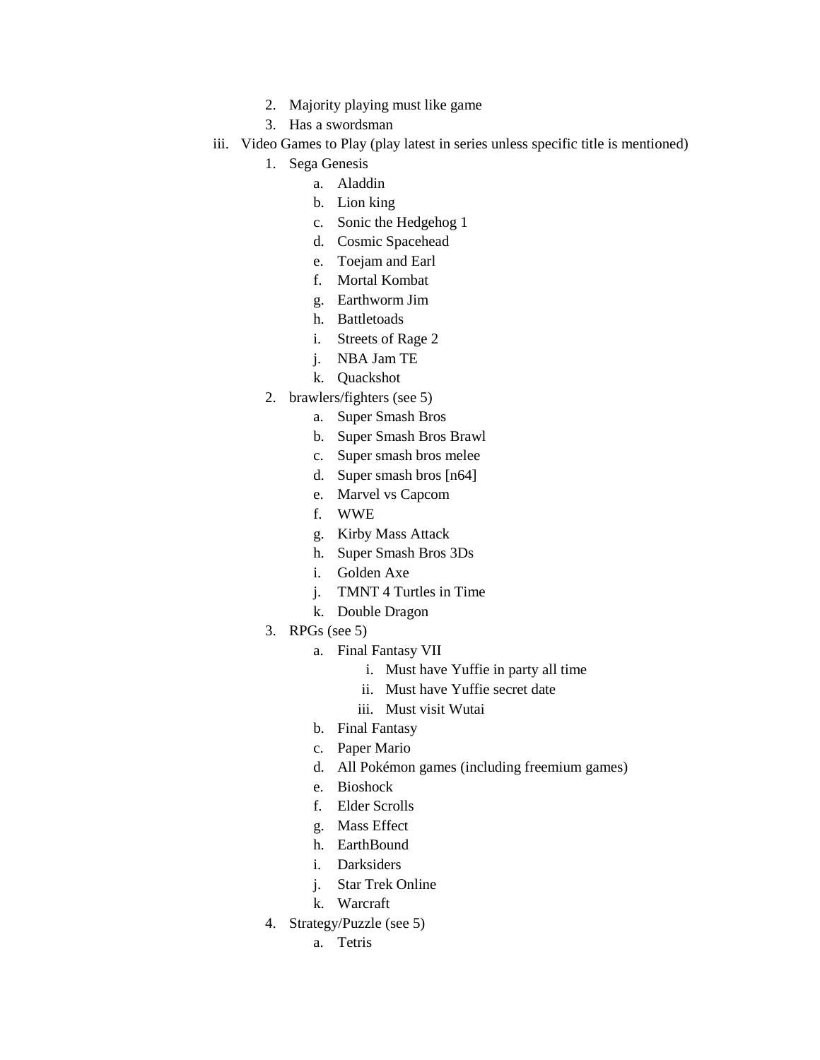2. Majority playing must like game
3. Has a swordsman

iii. Video Games to Play (play latest in series unless specific title is mentioned)

1. Sega Genesis
    a. Aladdin
    b. Lion king
    c. Sonic the Hedgehog 1
    d. Cosmic Spacehead
    e. Toejam and Earl
    f. Mortal Kombat
    g. Earthworm Jim
    h. Battletoads
    i. Streets of Rage 2
    j. NBA Jam TE
    k. Quackshot
2. brawlers/fighters (see 5)
    a. Super Smash Bros
    b. Super Smash Bros Brawl
    c. Super smash bros melee
    d. Super smash bros [n64]
    e. Marvel vs Capcom
    f. WWE
    g. Kirby Mass Attack
    h. Super Smash Bros 3Ds
    i. Golden Axe
    j. TMNT 4 Turtles in Time
    k. Double Dragon
3. RPGs (see 5)
    a. Final Fantasy VII
        i. Must have Yuffie in party all time
        ii. Must have Yuffie secret date
        iii. Must visit Wutai
    b. Final Fantasy
    c. Paper Mario
    d. All Pokémon games (including freemium games)
    e. Bioshock
    f. Elder Scrolls
    g. Mass Effect
    h. EarthBound
    i. Darksiders
    j. Star Trek Online
    k. Warcraft
4. Strategy/Puzzle (see 5)
    a. Tetris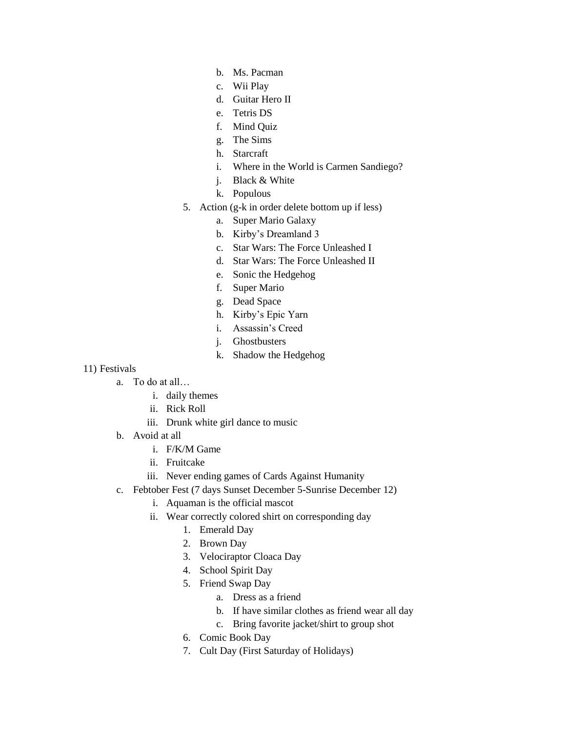- b. Ms. Pacman
- c. Wii Play
- d. Guitar Hero II
- e. Tetris DS
- f. Mind Quiz
- g. The Sims
- h. Starcraft
- i. Where in the World is Carmen Sandiego?
- j. Black & White
- k. Populous

5. Action (g-k in order delete bottom up if less)
    - a. Super Mario Galaxy
    - b. Kirby's Dreamland 3
    - c. Star Wars: The Force Unleashed I
    - d. Star Wars: The Force Unleashed II
    - e. Sonic the Hedgehog
    - f. Super Mario
    - g. Dead Space
    - h. Kirby's Epic Yarn
    - i. Assassin's Creed
    - j. Ghostbusters
    - k. Shadow the Hedgehog

11) Festivals
- a. To do at all…
    - i. daily themes
    - ii. Rick Roll
    - iii. Drunk white girl dance to music
- b. Avoid at all
    - i. F/K/M Game
    - ii. Fruitcake
    - iii. Never ending games of Cards Against Humanity
- c. Febtober Fest (7 days Sunset December 5-Sunrise December 12)
    - i. Aquaman is the official mascot
    - ii. Wear correctly colored shirt on corresponding day
        1. Emerald Day
        2. Brown Day
        3. Velociraptor Cloaca Day
        4. School Spirit Day
        5. Friend Swap Day
            - a. Dress as a friend
            - b. If have similar clothes as friend wear all day
            - c. Bring favorite jacket/shirt to group shot
        6. Comic Book Day
        7. Cult Day (First Saturday of Holidays)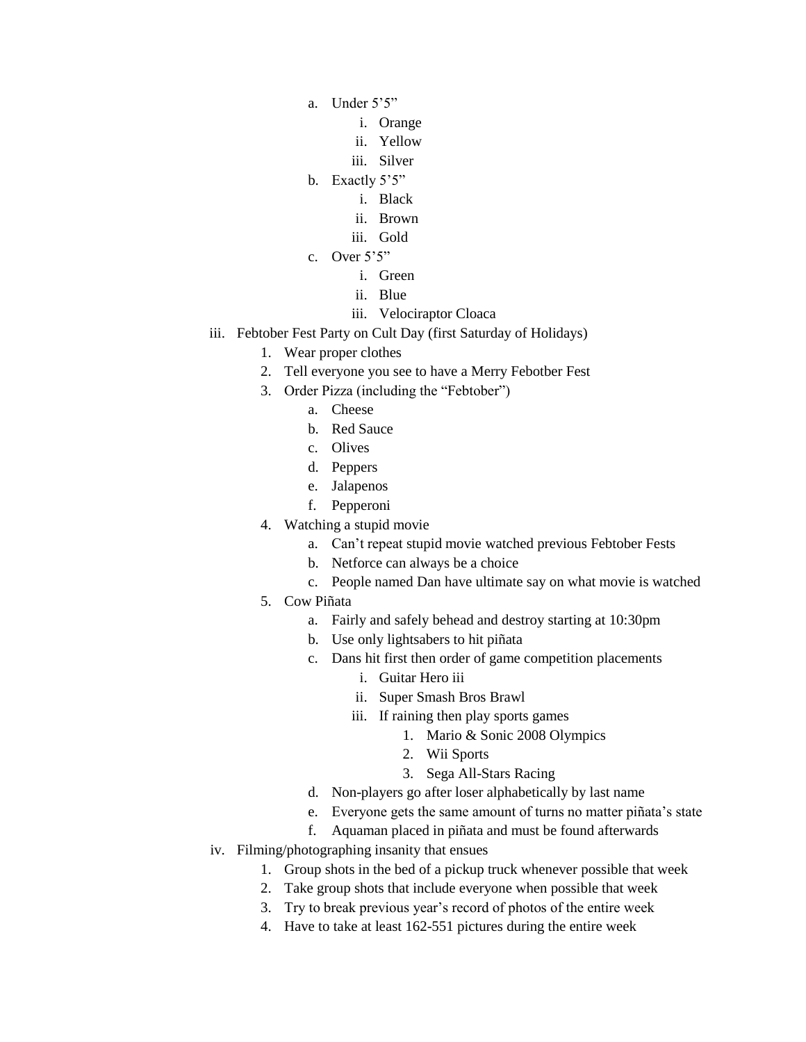- a. Under 5’5”
  - i. Orange
  - ii. Yellow
  - iii. Silver
- b. Exactly 5’5”
  - i. Black
  - ii. Brown
  - iii. Gold
- c. Over 5’5”
  - i. Green
  - ii. Blue
  - iii. Velociraptor Cloaca

iii. Febtober Fest Party on Cult Day (first Saturday of Holidays)

1. Wear proper clothes
2. Tell everyone you see to have a Merry Febotber Fest
3. Order Pizza (including the “Febtober”)
   - a. Cheese
   - b. Red Sauce
   - c. Olives
   - d. Peppers
   - e. Jalapenos
   - f. Pepperoni
4. Watching a stupid movie
   - a. Can’t repeat stupid movie watched previous Febtober Fests
   - b. Netforce can always be a choice
   - c. People named Dan have ultimate say on what movie is watched
5. Cow Piñata
   - a. Fairly and safely behead and destroy starting at 10:30pm
   - b. Use only lightsabers to hit piñata
   - c. Dans hit first then order of game competition placements
     - i. Guitar Hero iii
     - ii. Super Smash Bros Brawl
     - iii. If raining then play sports games
       1. Mario & Sonic 2008 Olympics
       2. Wii Sports
       3. Sega All-Stars Racing
   - d. Non-players go after loser alphabetically by last name
   - e. Everyone gets the same amount of turns no matter piñata’s state
   - f. Aquaman placed in piñata and must be found afterwards

iv. Filming/photographing insanity that ensues

1. Group shots in the bed of a pickup truck whenever possible that week
2. Take group shots that include everyone when possible that week
3. Try to break previous year’s record of photos of the entire week
4. Have to take at least 162-551 pictures during the entire week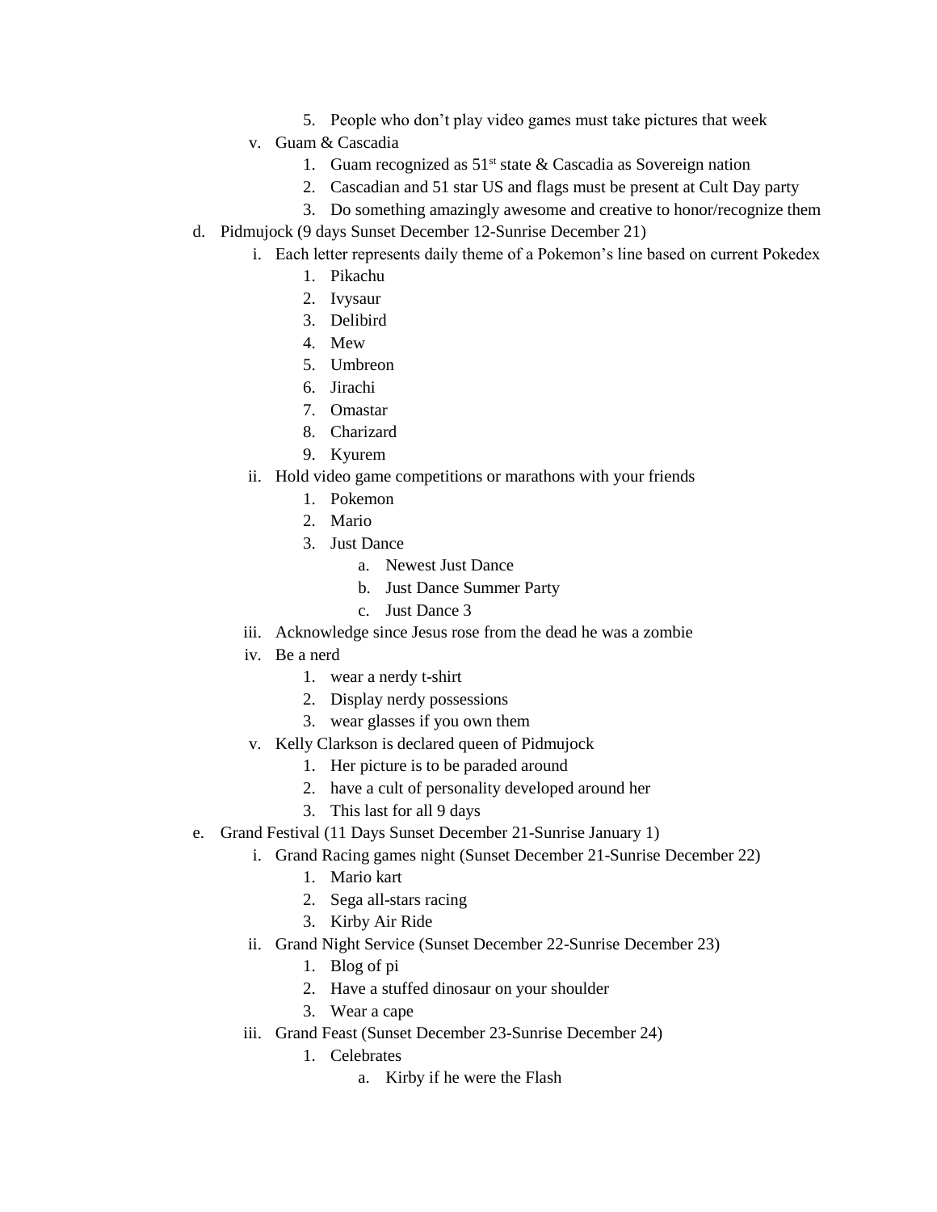5. People who don't play video games must take pictures that week
    v. Guam & Cascadia
        1. Guam recognized as $51^{st}$ state & Cascadia as Sovereign nation
        2. Cascadian and 51 star US and flags must be present at Cult Day party
        3. Do something amazingly awesome and creative to honor/recognize them

d. Pidmujock (9 days Sunset December 12-Sunrise December 21)
    i. Each letter represents daily theme of a Pokemon's line based on current Pokedex
        1. Pikachu
        2. Ivysaur
        3. Delibird
        4. Mew
        5. Umbreon
        6. Jirachi
        7. Omastar
        8. Charizard
        9. Kyurem
    ii. Hold video game competitions or marathons with your friends
        1. Pokemon
        2. Mario
        3. Just Dance
            a. Newest Just Dance
            b. Just Dance Summer Party
            c. Just Dance 3
    iii. Acknowledge since Jesus rose from the dead he was a zombie
    iv. Be a nerd
        1. wear a nerdy t-shirt
        2. Display nerdy possessions
        3. wear glasses if you own them
    v. Kelly Clarkson is declared queen of Pidmujock
        1. Her picture is to be paraded around
        2. have a cult of personality developed around her
        3. This last for all 9 days

e. Grand Festival (11 Days Sunset December 21-Sunrise January 1)
    i. Grand Racing games night (Sunset December 21-Sunrise December 22)
        1. Mario kart
        2. Sega all-stars racing
        3. Kirby Air Ride
    ii. Grand Night Service (Sunset December 22-Sunrise December 23)
        1. Blog of pi
        2. Have a stuffed dinosaur on your shoulder
        3. Wear a cape
    iii. Grand Feast (Sunset December 23-Sunrise December 24)
        1. Celebrates
            a. Kirby if he were the Flash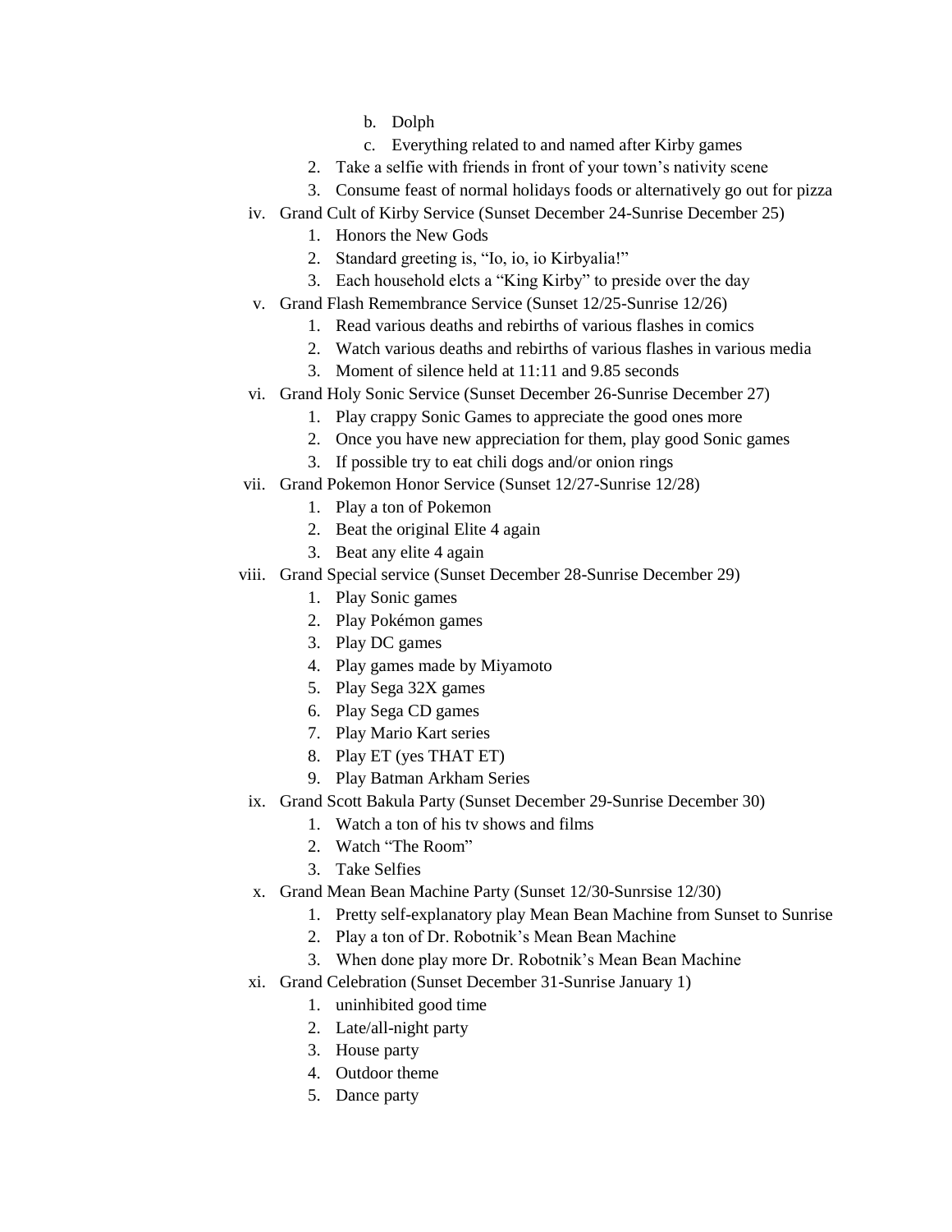b. Dolph
   c. Everything related to and named after Kirby games
2. Take a selfie with friends in front of your town's nativity scene
3. Consume feast of normal holidays foods or alternatively go out for pizza

iv. Grand Cult of Kirby Service (Sunset December 24-Sunrise December 25)
   1. Honors the New Gods
   2. Standard greeting is, "Io, io, io Kirbyalia!"
   3. Each household elcts a "King Kirby" to preside over the day

v. Grand Flash Remembrance Service (Sunset 12/25-Sunrise 12/26)
   1. Read various deaths and rebirths of various flashes in comics
   2. Watch various deaths and rebirths of various flashes in various media
   3. Moment of silence held at 11:11 and 9.85 seconds

vi. Grand Holy Sonic Service (Sunset December 26-Sunrise December 27)
   1. Play crappy Sonic Games to appreciate the good ones more
   2. Once you have new appreciation for them, play good Sonic games
   3. If possible try to eat chili dogs and/or onion rings

vii. Grand Pokemon Honor Service (Sunset 12/27-Sunrise 12/28)
   1. Play a ton of Pokemon
   2. Beat the original Elite 4 again
   3. Beat any elite 4 again

viii. Grand Special service (Sunset December 28-Sunrise December 29)
   1. Play Sonic games
   2. Play Pokémon games
   3. Play DC games
   4. Play games made by Miyamoto
   5. Play Sega 32X games
   6. Play Sega CD games
   7. Play Mario Kart series
   8. Play ET (yes THAT ET)
   9. Play Batman Arkham Series

ix. Grand Scott Bakula Party (Sunset December 29-Sunrise December 30)
   1. Watch a ton of his tv shows and films
   2. Watch "The Room"
   3. Take Selfies

x. Grand Mean Bean Machine Party (Sunset 12/30-Sunrsise 12/30)
   1. Pretty self-explanatory play Mean Bean Machine from Sunset to Sunrise
   2. Play a ton of Dr. Robotnik's Mean Bean Machine
   3. When done play more Dr. Robotnik's Mean Bean Machine

xi. Grand Celebration (Sunset December 31-Sunrise January 1)
   1. uninhibited good time
   2. Late/all-night party
   3. House party
   4. Outdoor theme
   5. Dance party